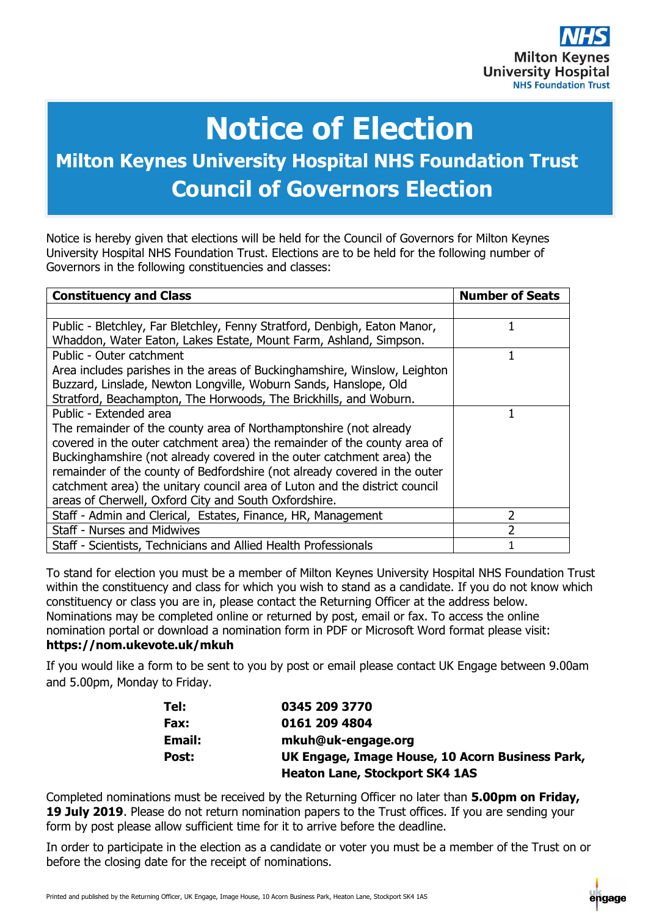# Notice of Election

## Milton Keynes University Hospital NHS Foundation Trust

## Council of Governors Election

Notice is hereby given that elections will be held for the Council of Governors for Milton Keynes University Hospital NHS Foundation Trust. Elections are to be held for the following number of Governors in the following constituencies and classes:

| Constituency and Class | Number of Seats |
|---|---|
| | |
| Public - Bletchley, Far Bletchley, Fenny Stratford, Denbigh, Eaton Manor, Whaddon, Water Eaton, Lakes Estate, Mount Farm, Ashland, Simpson. | 1 |
| Public - Outer catchment<br>Area includes parishes in the areas of Buckinghamshire, Winslow, Leighton Buzzard, Linslade, Newton Longville, Woburn Sands, Hanslope, Old Stratford, Beachampton, The Horwoods, The Brickhills, and Woburn. | 1 |
| Public - Extended area<br>The remainder of the county area of Northamptonshire (not already covered in the outer catchment area) the remainder of the county area of Buckinghamshire (not already covered in the outer catchment area) the remainder of the county of Bedfordshire (not already covered in the outer catchment area) the unitary council area of Luton and the district council areas of Cherwell, Oxford City and South Oxfordshire. | 1 |
| Staff - Admin and Clerical, Estates, Finance, HR, Management | 2 |
| Staff - Nurses and Midwives | 2 |
| Staff - Scientists, Technicians and Allied Health Professionals | 1 |

To stand for election you must be a member of Milton Keynes University Hospital NHS Foundation Trust within the constituency and class for which you wish to stand as a candidate. If you do not know which constituency or class you are in, please contact the Returning Officer at the address below. Nominations may be completed online or returned by post, email or fax. To access the online nomination portal or download a nomination form in PDF or Microsoft Word format please visit: **https://nom.ukevote.uk/mkuh**

If you would like a form to be sent to you by post or email please contact UK Engage between 9.00am and 5.00pm, Monday to Friday.

| | |
|---|---|
| **Tel:** | **0345 209 3770** |
| **Fax:** | **0161 209 4804** |
| **Email:** | **mkuh@uk-engage.org** |
| **Post:** | **UK Engage, Image House, 10 Acorn Business Park, Heaton Lane, Stockport SK4 1AS** |

Completed nominations must be received by the Returning Officer no later than **5.00pm on Friday, 19 July 2019**. Please do not return nomination papers to the Trust offices. If you are sending your form by post please allow sufficient time for it to arrive before the deadline.

In order to participate in the election as a candidate or voter you must be a member of the Trust on or before the closing date for the receipt of nominations.

Printed and published by the Returning Officer, UK Engage, Image House, 10 Acorn Business Park, Heaton Lane, Stockport SK4 1AS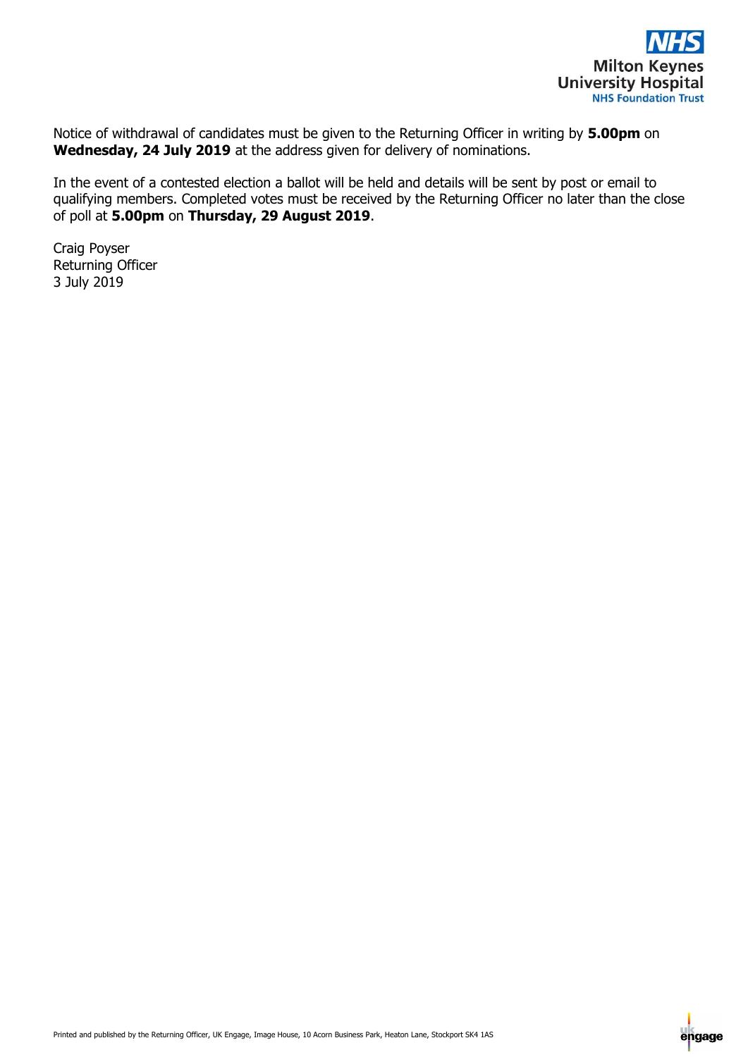Notice of withdrawal of candidates must be given to the Returning Officer in writing by **5.00pm** on **Wednesday, 24 July 2019** at the address given for delivery of nominations.

In the event of a contested election a ballot will be held and details will be sent by post or email to qualifying members. Completed votes must be received by the Returning Officer no later than the close of poll at **5.00pm** on **Thursday, 29 August 2019**.

Craig Poyser
Returning Officer
3 July 2019

Printed and published by the Returning Officer, UK Engage, Image House, 10 Acorn Business Park, Heaton Lane, Stockport SK4 1AS